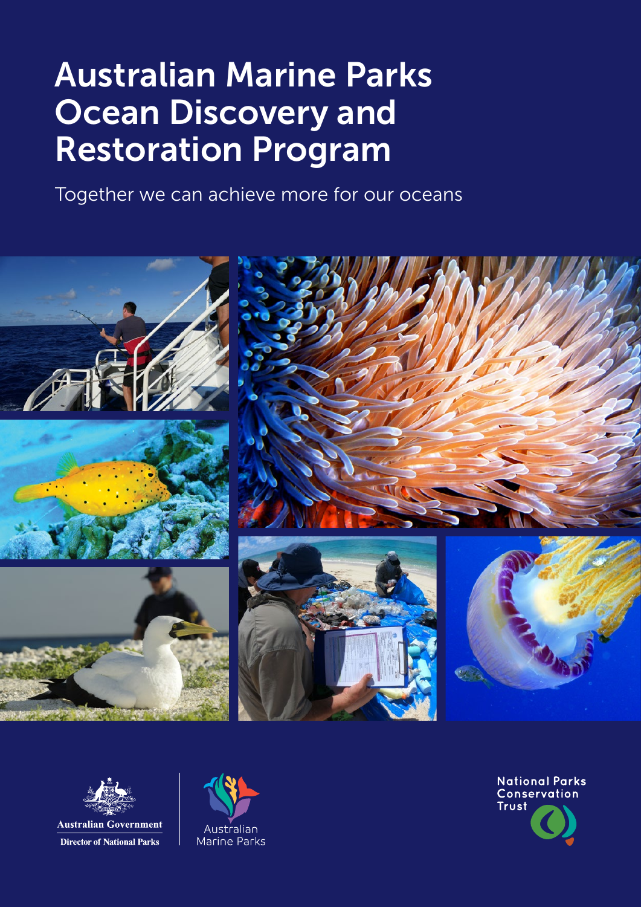# Australian Marine Parks Ocean Discovery and Restoration Program

Together we can achieve more for our oceans

Australian Government

Director of National Parks

Australian Marine Parks

National Parks Conservation Trust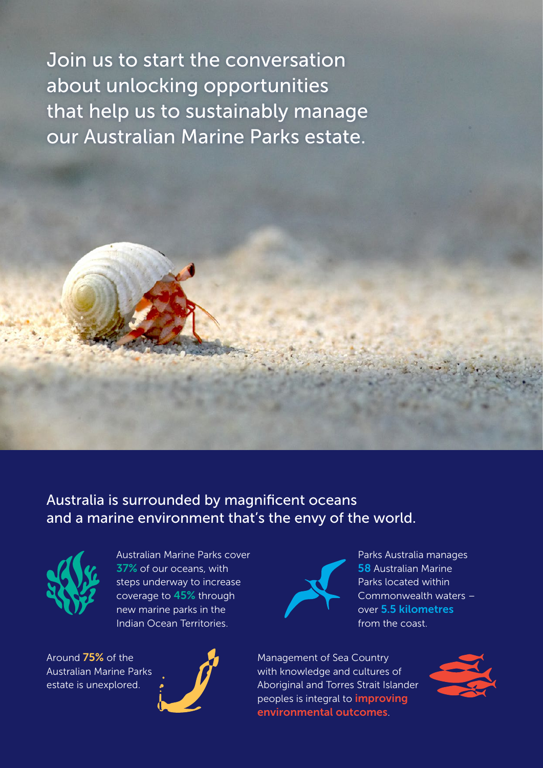# Join us to start the conversation about unlocking opportunities that help us to sustainably manage our Australian Marine Parks estate.

## Australia is surrounded by magnificent oceans and a marine environment that's the envy of the world.

Australian Marine Parks cover **37%** of our oceans, with steps underway to increase coverage to **45%** through new marine parks in the Indian Ocean Territories.

Parks Australia manages **58** Australian Marine Parks located within Commonwealth waters – over **5.5 kilometres** from the coast.

Around **75%** of the Australian Marine Parks estate is unexplored.

Management of Sea Country with knowledge and cultures of Aboriginal and Torres Strait Islander peoples is integral to **improving environmental outcomes**.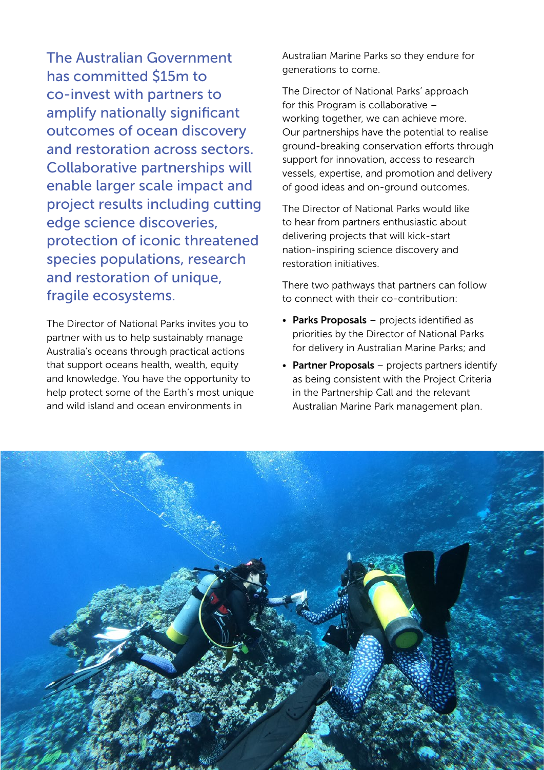The Australian Government has committed $15m to co-invest with partners to amplify nationally significant outcomes of ocean discovery and restoration across sectors. Collaborative partnerships will enable larger scale impact and project results including cutting edge science discoveries, protection of iconic threatened species populations, research and restoration of unique, fragile ecosystems.

The Director of National Parks invites you to partner with us to help sustainably manage Australia's oceans through practical actions that support oceans health, wealth, equity and knowledge. You have the opportunity to help protect some of the Earth's most unique and wild island and ocean environments in Australian Marine Parks so they endure for generations to come.

The Director of National Parks' approach for this Program is collaborative – working together, we can achieve more. Our partnerships have the potential to realise ground-breaking conservation efforts through support for innovation, access to research vessels, expertise, and promotion and delivery of good ideas and on-ground outcomes.

The Director of National Parks would like to hear from partners enthusiastic about delivering projects that will kick-start nation-inspiring science discovery and restoration initiatives.

There two pathways that partners can follow to connect with their co-contribution:

- **Parks Proposals** – projects identified as priorities by the Director of National Parks for delivery in Australian Marine Parks; and
- **Partner Proposals** – projects partners identify as being consistent with the Project Criteria in the Partnership Call and the relevant Australian Marine Park management plan.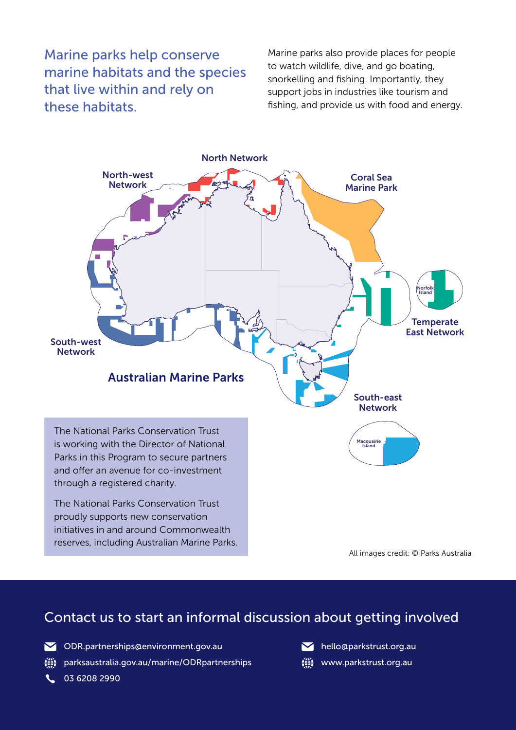## Marine parks help conserve marine habitats and the species that live within and rely on these habitats.

Marine parks also provide places for people to watch wildlife, dive, and go boating, snorkelling and fishing. Importantly, they support jobs in industries like tourism and fishing, and provide us with food and energy.

North Network

North-west Network

Coral Sea Marine Park

Norfolk Island

Temperate East Network

South-west Network

Australian Marine Parks

South-east Network

Macquairie Island

The National Parks Conservation Trust is working with the Director of National Parks in this Program to secure partners and offer an avenue for co-investment through a registered charity.

The National Parks Conservation Trust proudly supports new conservation initiatives in and around Commonwealth reserves, including Australian Marine Parks.

All images credit: © Parks Australia

## Contact us to start an informal discussion about getting involved

- ODR.partnerships@environment.gov.au
- parksaustralia.gov.au/marine/ODRpartnerships
- 03 6208 2990
- hello@parkstrust.org.au
- www.parkstrust.org.au